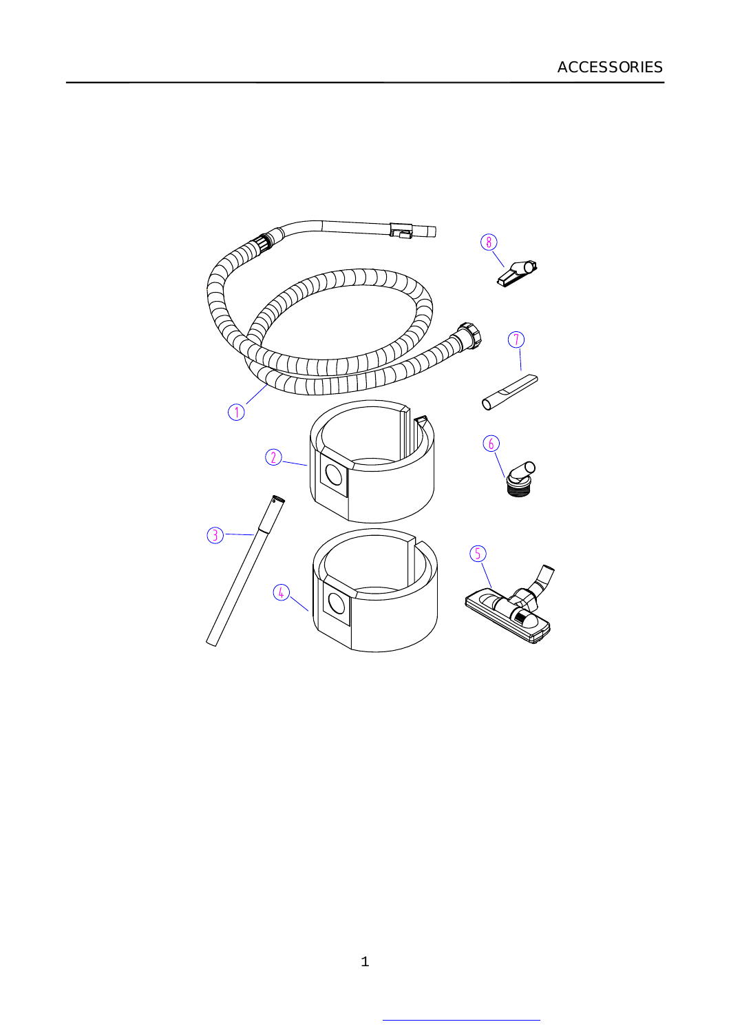# ACCESSORIES

1

2

3

4

5

6

7

8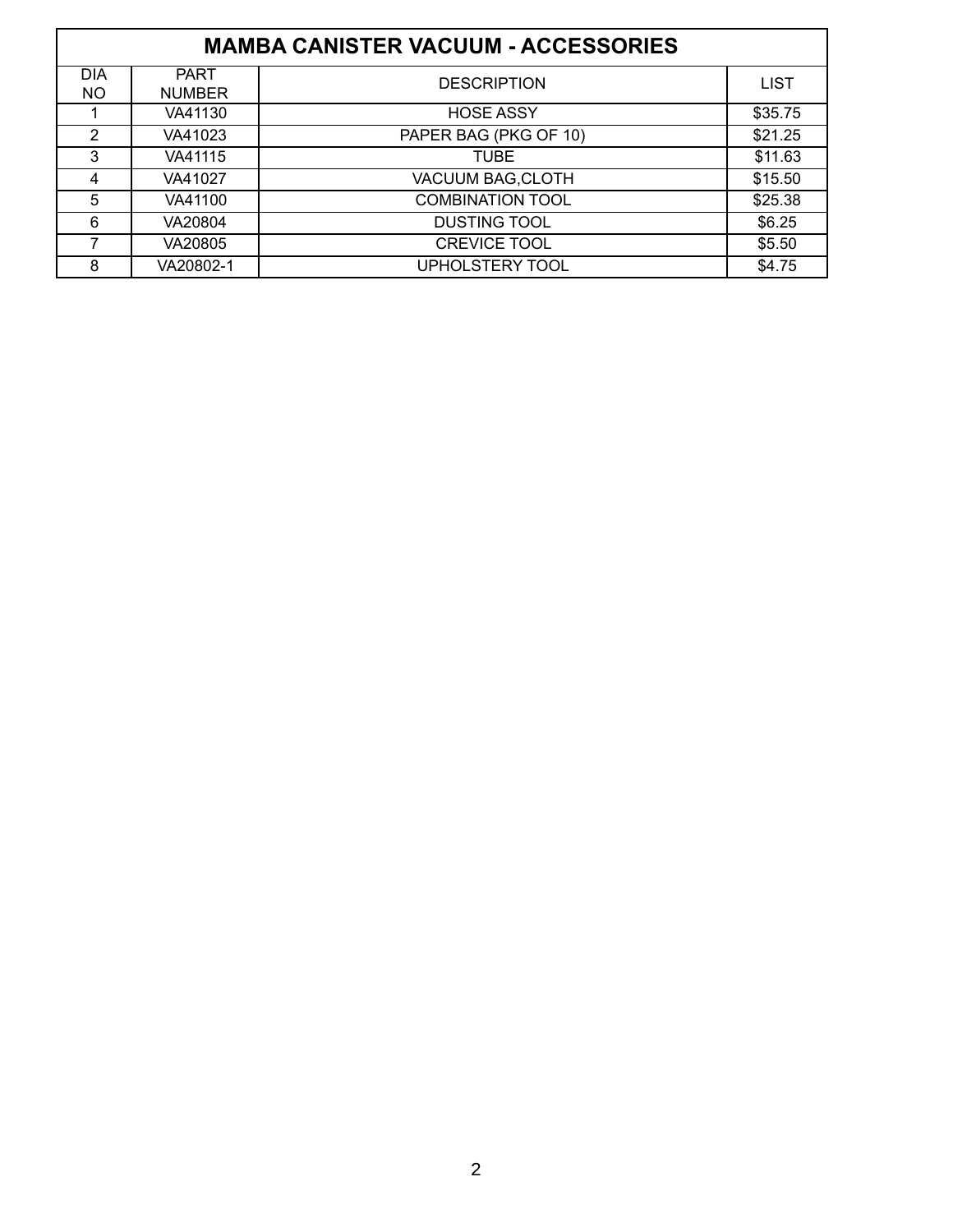| MAMBA CANISTER VACUUM - ACCESSORIES | | | |
|---|---|---|---|
| DIA NO | PART NUMBER | DESCRIPTION | LIST |
| 1 | VA41130 | HOSE ASSY | $35.75 |
| 2 | VA41023 | PAPER BAG (PKG OF 10) | $21.25 |
| 3 | VA41115 | TUBE | $11.63 |
| 4 | VA41027 | VACUUM BAG,CLOTH | $15.50 |
| 5 | VA41100 | COMBINATION TOOL | $25.38 |
| 6 | VA20804 | DUSTING TOOL | $6.25 |
| 7 | VA20805 | CREVICE TOOL | $5.50 |
| 8 | VA20802-1 | UPHOLSTERY TOOL | $4.75 |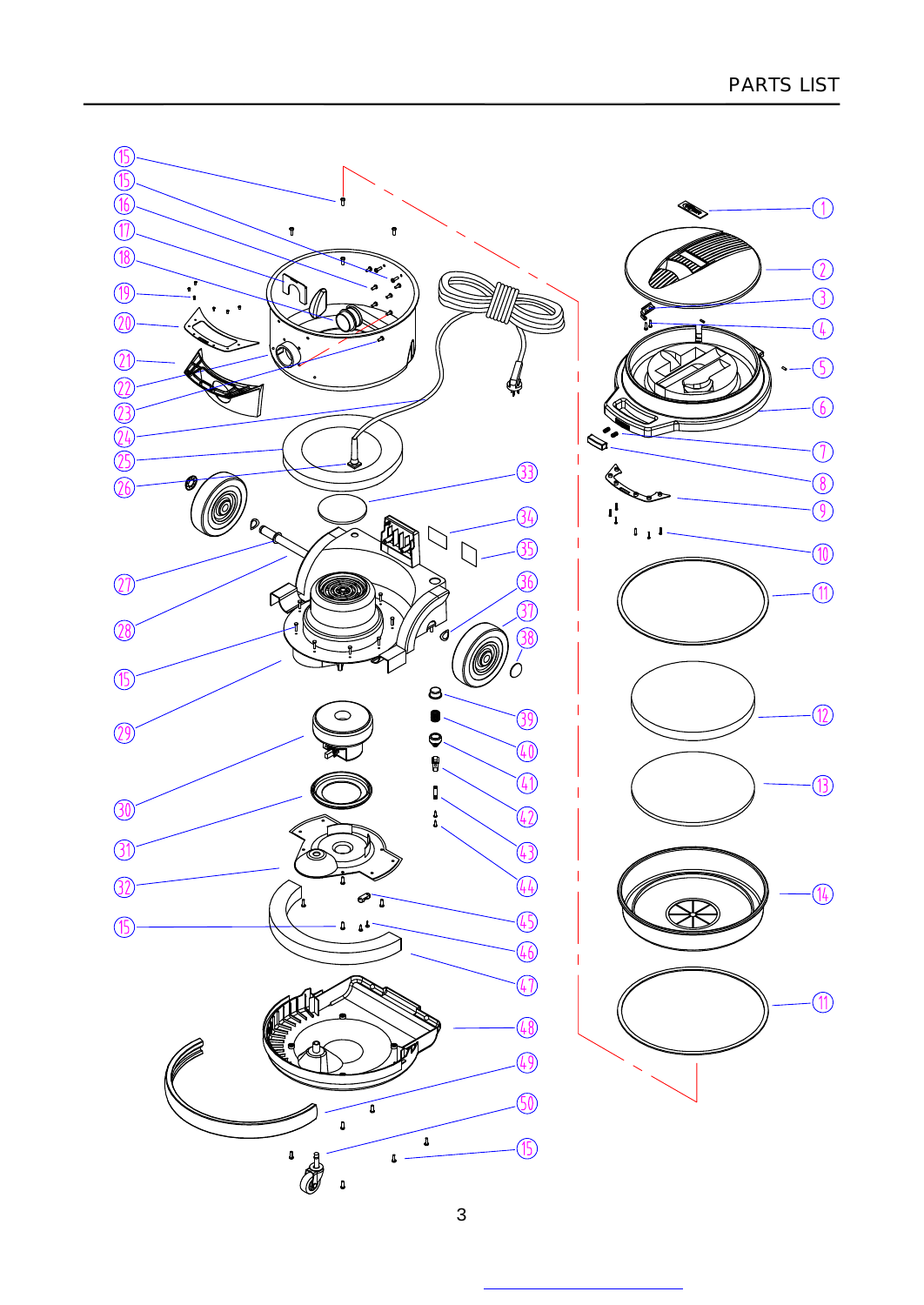# PARTS LIST

15
15
16
17
18
19
20
21
22
23
24
25
26
27
28
15
29
30
31
32
15
1
2
3
4
5
6
7
8
9
10
11
12
13
14
11
33
34
35
36
37
38
39
40
41
42
43
44
45
46
47
48
49
50
15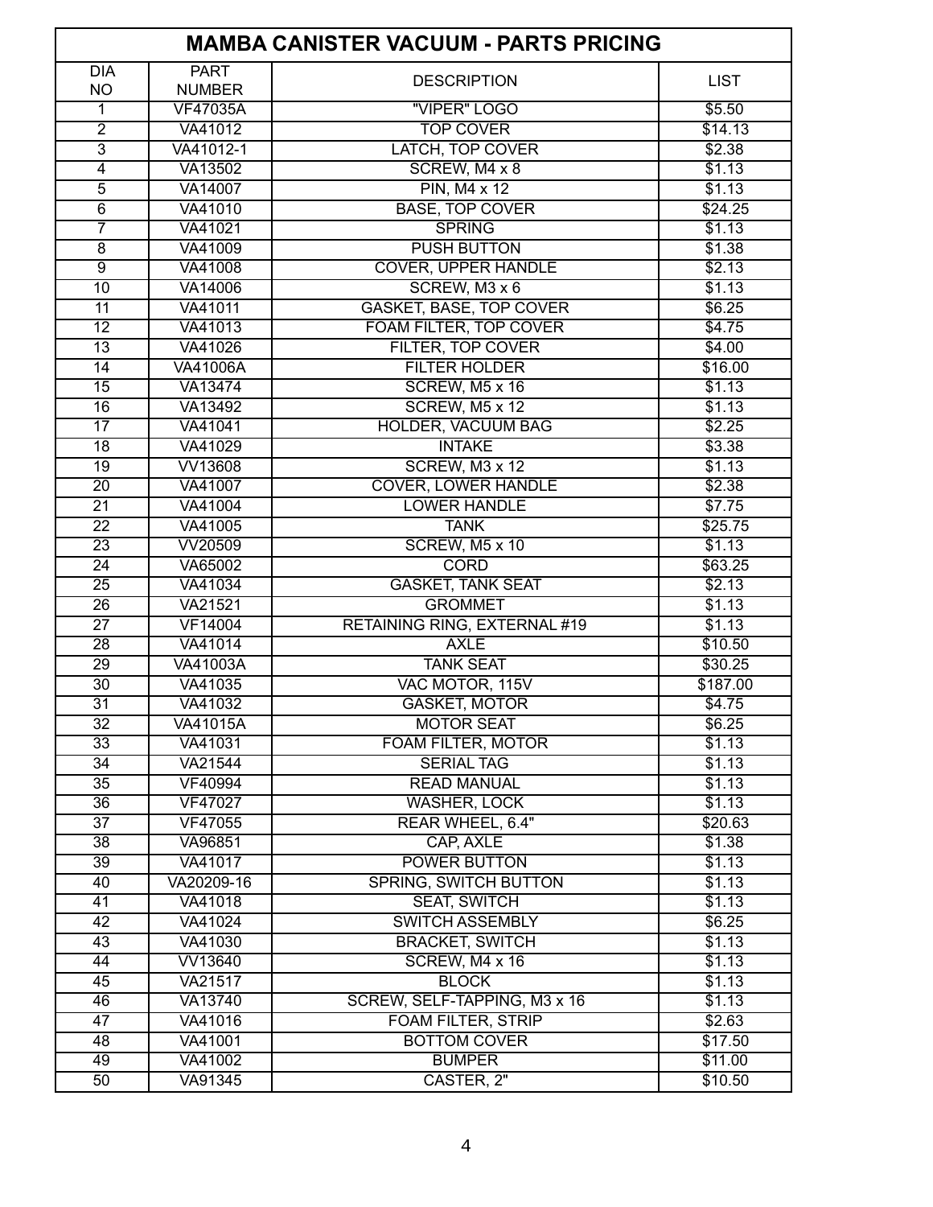## MAMBA CANISTER VACUUM - PARTS PRICING

| DIA NO | PART NUMBER | DESCRIPTION | LIST |
|---|---|---|---|
| 1 | VF47035A | "VIPER" LOGO | $5.50 |
| 2 | VA41012 | TOP COVER | $14.13 |
| 3 | VA41012-1 | LATCH, TOP COVER | $2.38 |
| 4 | VA13502 | SCREW, M4 x 8 | $1.13 |
| 5 | VA14007 | PIN, M4 x 12 | $1.13 |
| 6 | VA41010 | BASE, TOP COVER | $24.25 |
| 7 | VA41021 | SPRING | $1.13 |
| 8 | VA41009 | PUSH BUTTON | $1.38 |
| 9 | VA41008 | COVER, UPPER HANDLE | $2.13 |
| 10 | VA14006 | SCREW, M3 x 6 | $1.13 |
| 11 | VA41011 | GASKET, BASE, TOP COVER | $6.25 |
| 12 | VA41013 | FOAM FILTER, TOP COVER | $4.75 |
| 13 | VA41026 | FILTER, TOP COVER | $4.00 |
| 14 | VA41006A | FILTER HOLDER | $16.00 |
| 15 | VA13474 | SCREW, M5 x 16 | $1.13 |
| 16 | VA13492 | SCREW, M5 x 12 | $1.13 |
| 17 | VA41041 | HOLDER, VACUUM BAG | $2.25 |
| 18 | VA41029 | INTAKE | $3.38 |
| 19 | VV13608 | SCREW, M3 x 12 | $1.13 |
| 20 | VA41007 | COVER, LOWER HANDLE | $2.38 |
| 21 | VA41004 | LOWER HANDLE | $7.75 |
| 22 | VA41005 | TANK | $25.75 |
| 23 | VV20509 | SCREW, M5 x 10 | $1.13 |
| 24 | VA65002 | CORD | $63.25 |
| 25 | VA41034 | GASKET, TANK SEAT | $2.13 |
| 26 | VA21521 | GROMMET | $1.13 |
| 27 | VF14004 | RETAINING RING, EXTERNAL #19 | $1.13 |
| 28 | VA41014 | AXLE | $10.50 |
| 29 | VA41003A | TANK SEAT | $30.25 |
| 30 | VA41035 | VAC MOTOR, 115V | $187.00 |
| 31 | VA41032 | GASKET, MOTOR | $4.75 |
| 32 | VA41015A | MOTOR SEAT | $6.25 |
| 33 | VA41031 | FOAM FILTER, MOTOR | $1.13 |
| 34 | VA21544 | SERIAL TAG | $1.13 |
| 35 | VF40994 | READ MANUAL | $1.13 |
| 36 | VF47027 | WASHER, LOCK | $1.13 |
| 37 | VF47055 | REAR WHEEL, 6.4" | $20.63 |
| 38 | VA96851 | CAP, AXLE | $1.38 |
| 39 | VA41017 | POWER BUTTON | $1.13 |
| 40 | VA20209-16 | SPRING, SWITCH BUTTON | $1.13 |
| 41 | VA41018 | SEAT, SWITCH | $1.13 |
| 42 | VA41024 | SWITCH ASSEMBLY | $6.25 |
| 43 | VA41030 | BRACKET, SWITCH | $1.13 |
| 44 | VV13640 | SCREW, M4 x 16 | $1.13 |
| 45 | VA21517 | BLOCK | $1.13 |
| 46 | VA13740 | SCREW, SELF-TAPPING, M3 x 16 | $1.13 |
| 47 | VA41016 | FOAM FILTER, STRIP | $2.63 |
| 48 | VA41001 | BOTTOM COVER | $17.50 |
| 49 | VA41002 | BUMPER | $11.00 |
| 50 | VA91345 | CASTER, 2" | $10.50 |